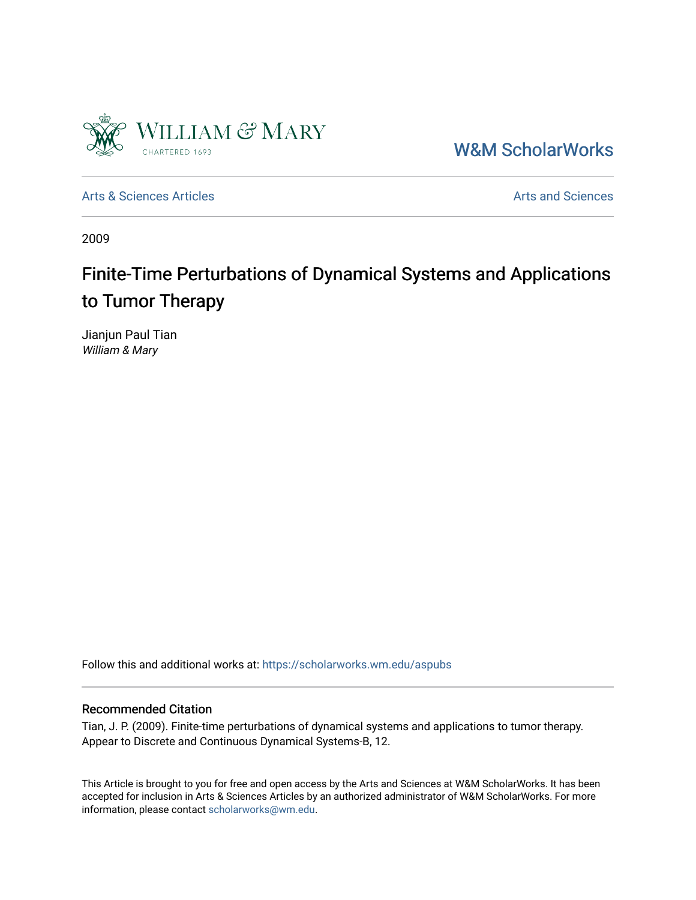William & Mary

CHARTERED 1693

W&M ScholarWorks

Arts & Sciences Articles

Arts and Sciences

2009

# Finite-Time Perturbations of Dynamical Systems and Applications to Tumor Therapy

Jianjun Paul Tian
*William & Mary*

Follow this and additional works at: https://scholarworks.wm.edu/aspubs

## Recommended Citation

Tian, J. P. (2009). Finite-time perturbations of dynamical systems and applications to tumor therapy. Appear to Discrete and Continuous Dynamical Systems-B, 12.

This Article is brought to you for free and open access by the Arts and Sciences at W&M ScholarWorks. It has been accepted for inclusion in Arts & Sciences Articles by an authorized administrator of W&M ScholarWorks. For more information, please contact scholarworks@wm.edu.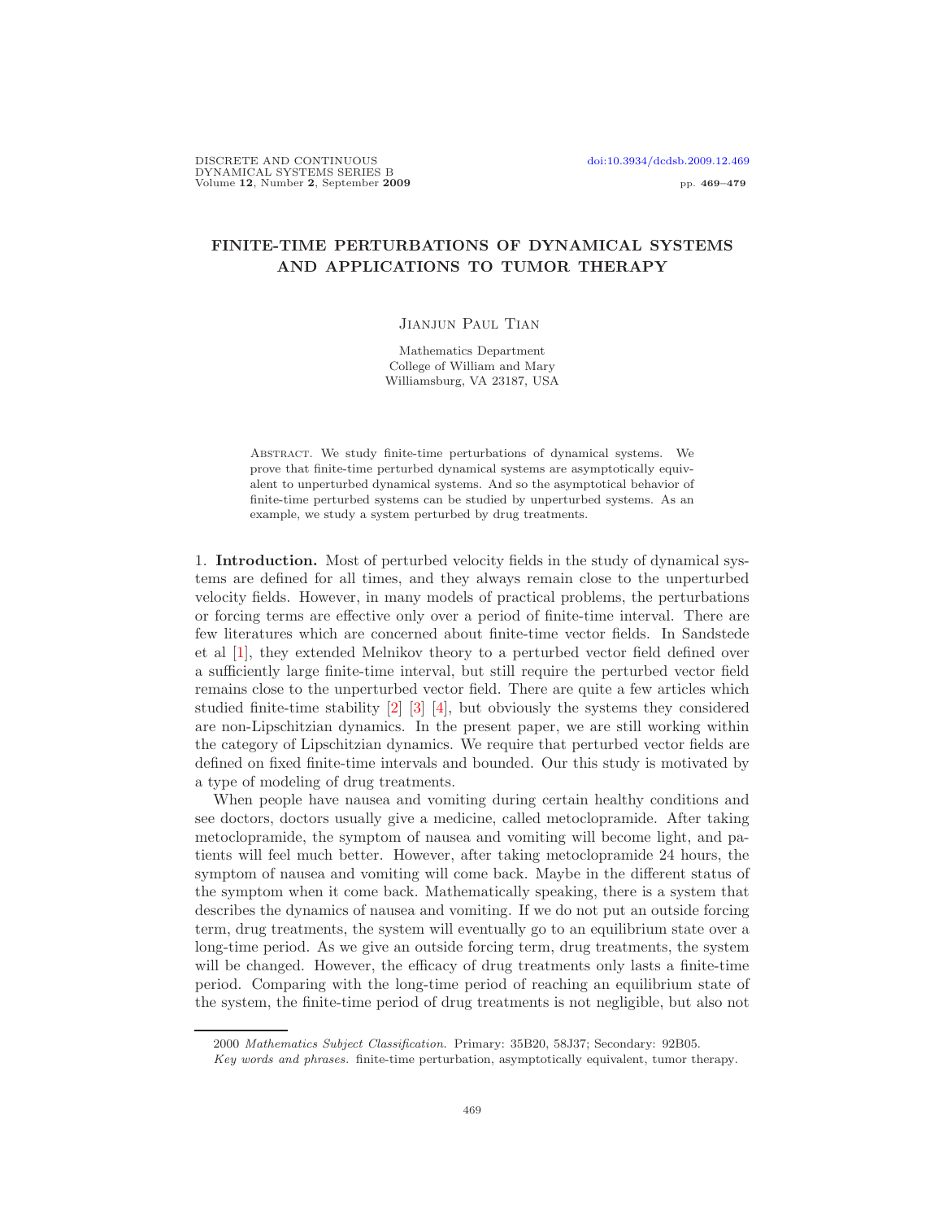# FINITE-TIME PERTURBATIONS OF DYNAMICAL SYSTEMS AND APPLICATIONS TO TUMOR THERAPY

Jianjun Paul Tian

Mathematics Department
College of William and Mary
Williamsburg, VA 23187, USA

Abstract. We study finite-time perturbations of dynamical systems. We prove that finite-time perturbed dynamical systems are asymptotically equivalent to unperturbed dynamical systems. And so the asymptotical behavior of finite-time perturbed systems can be studied by unperturbed systems. As an example, we study a system perturbed by drug treatments.

1. **Introduction.** Most of perturbed velocity fields in the study of dynamical systems are defined for all times, and they always remain close to the unperturbed velocity fields. However, in many models of practical problems, the perturbations or forcing terms are effective only over a period of finite-time interval. There are few literatures which are concerned about finite-time vector fields. In Sandstede et al [1], they extended Melnikov theory to a perturbed vector field defined over a sufficiently large finite-time interval, but still require the perturbed vector field remains close to the unperturbed vector field. There are quite a few articles which studied finite-time stability [2] [3] [4], but obviously the systems they considered are non-Lipschitzian dynamics. In the present paper, we are still working within the category of Lipschitzian dynamics. We require that perturbed vector fields are defined on fixed finite-time intervals and bounded. Our this study is motivated by a type of modeling of drug treatments.

When people have nausea and vomiting during certain healthy conditions and see doctors, doctors usually give a medicine, called metoclopramide. After taking metoclopramide, the symptom of nausea and vomiting will become light, and patients will feel much better. However, after taking metoclopramide 24 hours, the symptom of nausea and vomiting will come back. Maybe in the different status of the symptom when it come back. Mathematically speaking, there is a system that describes the dynamics of nausea and vomiting. If we do not put an outside forcing term, drug treatments, the system will eventually go to an equilibrium state over a long-time period. As we give an outside forcing term, drug treatments, the system will be changed. However, the efficacy of drug treatments only lasts a finite-time period. Comparing with the long-time period of reaching an equilibrium state of the system, the finite-time period of drug treatments is not negligible, but also not

2000 *Mathematics Subject Classification.* Primary: 35B20, 58J37; Secondary: 92B05.

*Key words and phrases.* finite-time perturbation, asymptotically equivalent, tumor therapy.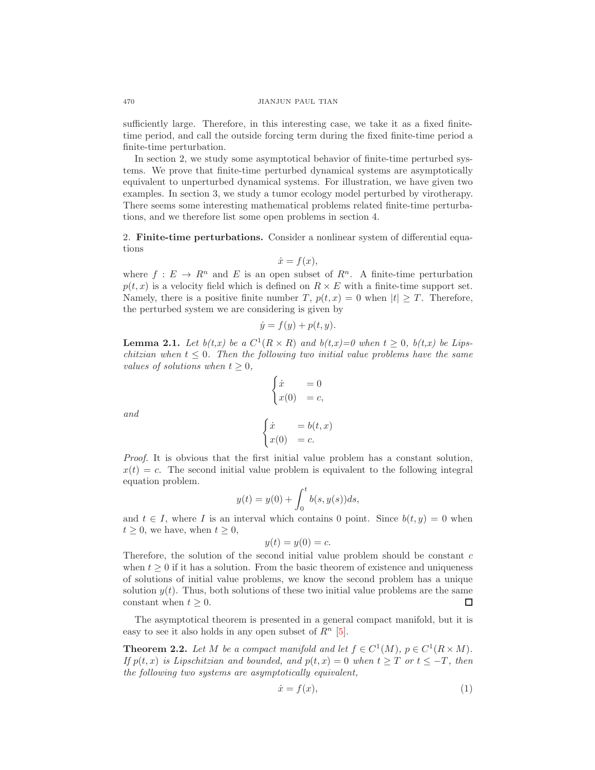sufficiently large. Therefore, in this interesting case, we take it as a fixed finite-time period, and call the outside forcing term during the fixed finite-time period a finite-time perturbation.

In section 2, we study some asymptotical behavior of finite-time perturbed systems. We prove that finite-time perturbed dynamical systems are asymptotically equivalent to unperturbed dynamical systems. For illustration, we have given two examples. In section 3, we study a tumor ecology model perturbed by virotherapy. There seems some interesting mathematical problems related finite-time perturbations, and we therefore list some open problems in section 4.

## 2. **Finite-time perturbations.**

Consider a nonlinear system of differential equations

$$\dot{x} = f(x),$$

where $f : E \to R^n$ and $E$ is an open subset of $R^n$. A finite-time perturbation $p(t, x)$ is a velocity field which is defined on $R \times E$ with a finite-time support set. Namely, there is a positive finite number $T$, $p(t, x) = 0$ when $|t| \geq T$. Therefore, the perturbed system we are considering is given by

$$\dot{y} = f(y) + p(t, y).$$

**Lemma 2.1.** *Let $b(t,x)$ be a $C^1(R \times R)$ and $b(t,x)=0$ when $t \geq 0$, $b(t,x)$ be Lipschitzian when $t \leq 0$. Then the following two initial value problems have the same values of solutions when $t \geq 0$,*

$$\begin{cases} \dot{x} & = 0 \\ x(0) & = c, \end{cases}$$

*and*

$$\begin{cases} \dot{x} & = b(t, x) \\ x(0) & = c. \end{cases}$$

*Proof.* It is obvious that the first initial value problem has a constant solution, $x(t) = c$. The second initial value problem is equivalent to the following integral equation problem.

$$y(t) = y(0) + \int_0^t b(s, y(s))ds,$$

and $t \in I$, where $I$ is an interval which contains 0 point. Since $b(t, y) = 0$ when $t \geq 0$, we have, when $t \geq 0$,

$$y(t) = y(0) = c.$$

Therefore, the solution of the second initial value problem should be constant $c$ when $t \geq 0$ if it has a solution. From the basic theorem of existence and uniqueness of solutions of initial value problems, we know the second problem has a unique solution $y(t)$. Thus, both solutions of these two initial value problems are the same constant when $t \geq 0$. ◻

The asymptotical theorem is presented in a general compact manifold, but it is easy to see it also holds in any open subset of $R^n$ [5].

**Theorem 2.2.** *Let $M$ be a compact manifold and let $f \in C^1(M)$, $p \in C^1(R \times M)$. If $p(t, x)$ is Lipschitzian and bounded, and $p(t, x) = 0$ when $t \geq T$ or $t \leq -T$, then the following two systems are asymptotically equivalent,*

$$\dot{x} = f(x), \tag{1}$$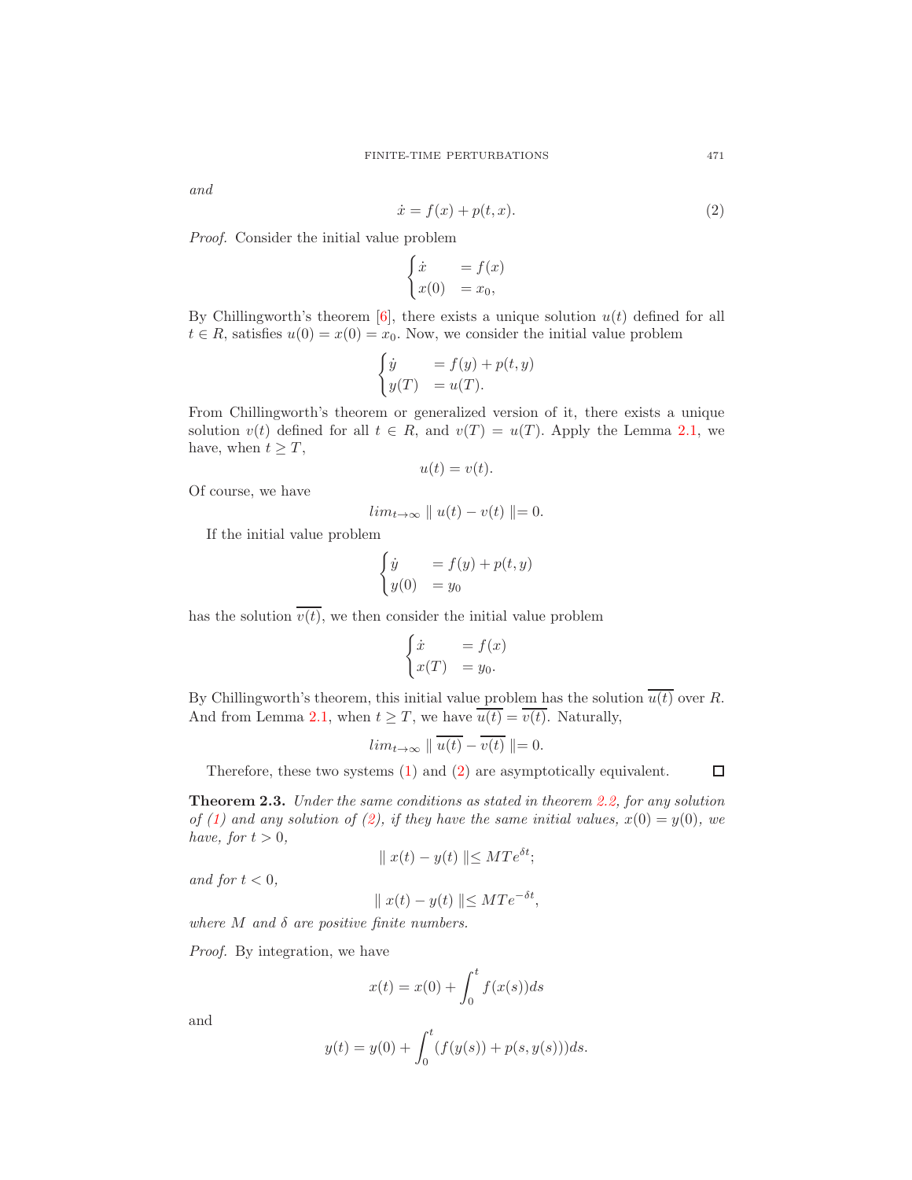*and*

$$\dot{x} = f(x) + p(t, x). \tag{2}$$

*Proof.* Consider the initial value problem

$$\begin{cases} \dot{x} & = f(x) \\ x(0) & = x_0, \end{cases}$$

By Chillingworth's theorem [6], there exists a unique solution $u(t)$ defined for all $t \in R$, satisfies $u(0) = x(0) = x_0$. Now, we consider the initial value problem

$$\begin{cases} \dot{y} & = f(y) + p(t, y) \\ y(T) & = u(T). \end{cases}$$

From Chillingworth's theorem or generalized version of it, there exists a unique solution $v(t)$ defined for all $t \in R$, and $v(T) = u(T)$. Apply the Lemma 2.1, we have, when $t \geq T$,

$$u(t) = v(t).$$

Of course, we have

$$lim_{t \to \infty} \parallel u(t) - v(t) \parallel = 0.$$

If the initial value problem

$$\begin{cases} \dot{y} & = f(y) + p(t, y) \\ y(0) & = y_0 \end{cases}$$

has the solution $\overline{v(t)}$, we then consider the initial value problem

$$\begin{cases} \dot{x} & = f(x) \\ x(T) & = y_0. \end{cases}$$

By Chillingworth's theorem, this initial value problem has the solution $\overline{u(t)}$ over $R$. And from Lemma 2.1, when $t \geq T$, we have $\overline{u(t)} = \overline{v(t)}$. Naturally,

$$lim_{t \to \infty} \parallel \overline{u(t)} - \overline{v(t)} \parallel = 0.$$

Therefore, these two systems (1) and (2) are asymptotically equivalent. $\square$

**Theorem 2.3.** *Under the same conditions as stated in theorem 2.2, for any solution of (1) and any solution of (2), if they have the same initial values, $x(0) = y(0)$, we have, for $t > 0$,*

$$\parallel x(t) - y(t) \parallel \leq MTe^{\delta t};$$

*and for $t < 0$,*

$$\parallel x(t) - y(t) \parallel \leq MTe^{-\delta t},$$

*where $M$ and $\delta$ are positive finite numbers.*

*Proof.* By integration, we have

$$x(t) = x(0) + \int_0^t f(x(s))ds$$

and

$$y(t) = y(0) + \int_0^t (f(y(s)) + p(s, y(s)))ds.$$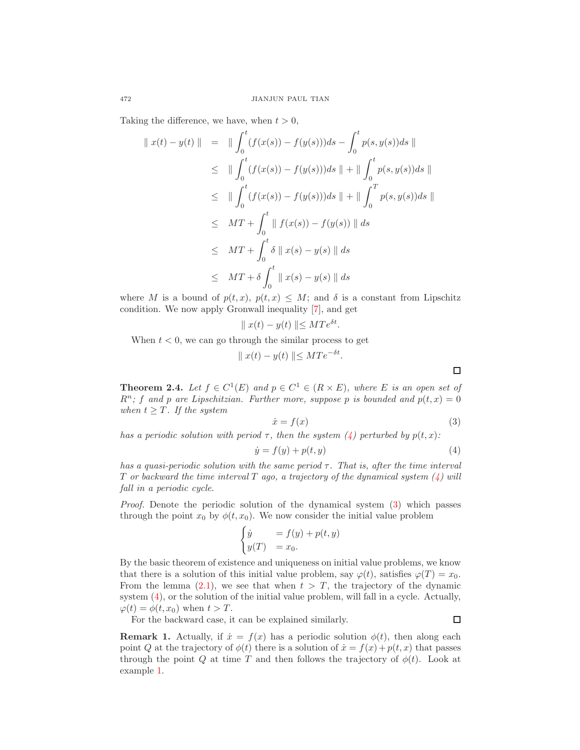Taking the difference, we have, when $t > 0$,

$$
\begin{aligned}
\| x(t) - y(t) \| &= \| \int_0^t (f(x(s)) - f(y(s)))ds - \int_0^t p(s, y(s))ds \| \\
&\leq \| \int_0^t (f(x(s)) - f(y(s)))ds \| + \| \int_0^t p(s, y(s))ds \| \\
&\leq \| \int_0^t (f(x(s)) - f(y(s)))ds \| + \| \int_0^T p(s, y(s))ds \| \\
&\leq MT + \int_0^t \| f(x(s)) - f(y(s)) \| ds \\
&\leq MT + \int_0^t \delta \| x(s) - y(s) \| ds \\
&\leq MT + \delta \int_0^t \| x(s) - y(s) \| ds
\end{aligned}
$$

where $M$ is a bound of $p(t,x)$, $p(t,x) \leq M$; and $\delta$ is a constant from Lipschitz condition. We now apply Gronwall inequality [7], and get

$$\| x(t) - y(t) \| \leq MTe^{\delta t}.$$

When $t < 0$, we can go through the similar process to get

$$\| x(t) - y(t) \| \leq MTe^{-\delta t}.$$

□

**Theorem 2.4.** *Let $f \in C^1(E)$ and $p \in C^1 \in (R \times E)$, where $E$ is an open set of $R^n$; $f$ and $p$ are Lipschitzian. Further more, suppose $p$ is bounded and $p(t,x) = 0$ when $t \geq T$. If the system*

$$\dot{x} = f(x) \tag{3}$$

*has a periodic solution with period $\tau$, then the system (4) perturbed by $p(t,x)$:*

$$\dot{y} = f(y) + p(t, y) \tag{4}$$

*has a quasi-periodic solution with the same period $\tau$. That is, after the time interval $T$ or backward the time interval $T$ ago, a trajectory of the dynamical system (4) will fall in a periodic cycle.*

*Proof.* Denote the periodic solution of the dynamical system (3) which passes through the point $x_0$ by $\phi(t, x_0)$. We now consider the initial value problem

$$
\begin{cases}
\dot{y} &= f(y) + p(t, y) \\
y(T) &= x_0.
\end{cases}
$$

By the basic theorem of existence and uniqueness on initial value problems, we know that there is a solution of this initial value problem, say $\varphi(t)$, satisfies $\varphi(T) = x_0$. From the lemma (2.1), we see that when $t > T$, the trajectory of the dynamic system (4), or the solution of the initial value problem, will fall in a cycle. Actually, $\varphi(t) = \phi(t, x_0)$ when $t > T$.

For the backward case, it can be explained similarly. □

**Remark 1.** Actually, if $\dot{x} = f(x)$ has a periodic solution $\phi(t)$, then along each point $Q$ at the trajectory of $\phi(t)$ there is a solution of $\dot{x} = f(x) + p(t,x)$ that passes through the point $Q$ at time $T$ and then follows the trajectory of $\phi(t)$. Look at example 1.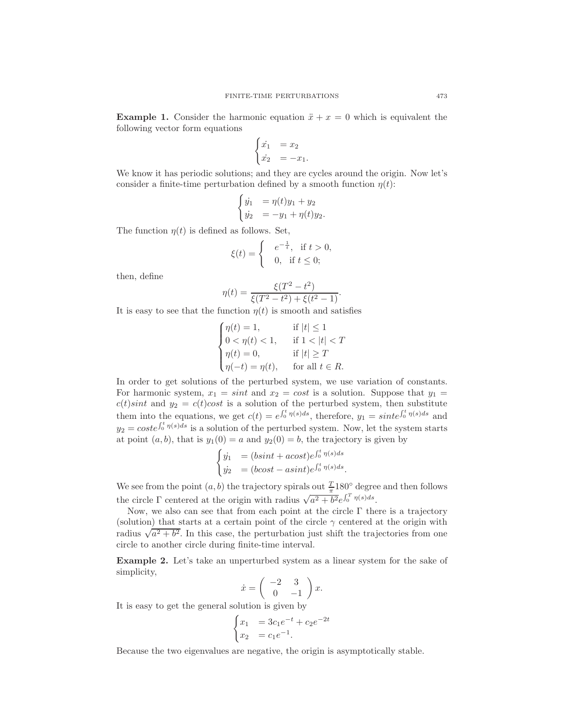**Example 1.** Consider the harmonic equation $\ddot{x} + x = 0$ which is equivalent the following vector form equations

$$\begin{cases} \dot{x_1} &= x_2 \\ \dot{x_2} &= -x_1. \end{cases}$$

We know it has periodic solutions; and they are cycles around the origin. Now let's consider a finite-time perturbation defined by a smooth function $\eta(t)$:

$$\begin{cases} \dot{y_1} &= \eta(t) y_1 + y_2 \\ \dot{y_2} &= -y_1 + \eta(t) y_2. \end{cases}$$

The function $\eta(t)$ is defined as follows. Set,

$$\xi(t) = \begin{cases} e^{-\frac{1}{t}}, & \text{if } t > 0, \\ 0, & \text{if } t \le 0; \end{cases}$$

then, define

$$\eta(t) = \frac{\xi(T^2 - t^2)}{\xi(T^2 - t^2) + \xi(t^2 - 1)}.$$

It is easy to see that the function $\eta(t)$ is smooth and satisfies

$$\begin{cases} \eta(t) = 1, & \text{if } |t| \le 1 \\ 0 < \eta(t) < 1, & \text{if } 1 < |t| < T \\ \eta(t) = 0, & \text{if } |t| \ge T \\ \eta(-t) = \eta(t), & \text{for all } t \in R. \end{cases}$$

In order to get solutions of the perturbed system, we use variation of constants. For harmonic system, $x_1 = sint$ and $x_2 = cost$ is a solution. Suppose that $y_1 = c(t) sint$ and $y_2 = c(t) cost$ is a solution of the perturbed system, then substitute them into the equations, we get $c(t) = e^{\int_0^t \eta(s) ds}$, therefore, $y_1 = sint e^{\int_0^t \eta(s) ds}$ and $y_2 = cost e^{\int_0^t \eta(s) ds}$ is a solution of the perturbed system. Now, let the system starts at point $(a, b)$, that is $y_1(0) = a$ and $y_2(0) = b$, the trajectory is given by

$$\begin{cases} \dot{y_1} &= (bsint + acost) e^{\int_0^t \eta(s) ds} \\ \dot{y_2} &= (bcost - asint) e^{\int_0^t \eta(s) ds}. \end{cases}$$

We see from the point $(a, b)$ the trajectory spirals out $\frac{T}{\pi} 180^\circ$ degree and then follows the circle $\Gamma$ centered at the origin with radius $\sqrt{a^2 + b^2} e^{\int_0^T \eta(s) ds}$.

Now, we also can see that from each point at the circle $\Gamma$ there is a trajectory (solution) that starts at a certain point of the circle $\gamma$ centered at the origin with radius $\sqrt{a^2 + b^2}$. In this case, the perturbation just shift the trajectories from one circle to another circle during finite-time interval.

**Example 2.** Let's take an unperturbed system as a linear system for the sake of simplicity,

$$\dot{x} = \begin{pmatrix} -2 & 3 \\ 0 & -1 \end{pmatrix} x.$$

It is easy to get the general solution is given by

$$\begin{cases} x_1 &= 3c_1 e^{-t} + c_2 e^{-2t} \\ x_2 &= c_1 e^{-1}. \end{cases}$$

Because the two eigenvalues are negative, the origin is asymptotically stable.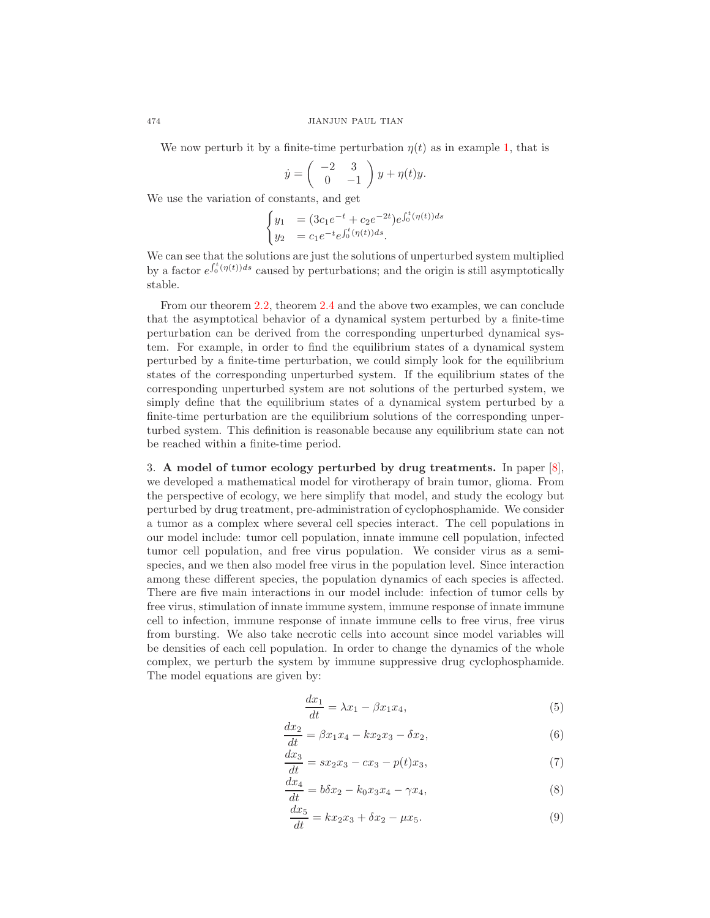We now perturb it by a finite-time perturbation $\eta(t)$ as in example 1, that is

$$\dot{y} = \begin{pmatrix} -2 & 3 \\ 0 & -1 \end{pmatrix} y + \eta(t)y.$$

We use the variation of constants, and get

$$\begin{cases} y_1 &= (3c_1 e^{-t} + c_2 e^{-2t}) e^{\int_0^t (\eta(t))ds} \\ y_2 &= c_1 e^{-t} e^{\int_0^t (\eta(t))ds}. \end{cases}$$

We can see that the solutions are just the solutions of unperturbed system multiplied by a factor $e^{\int_0^t (\eta(t))ds}$ caused by perturbations; and the origin is still asymptotically stable.

From our theorem 2.2, theorem 2.4 and the above two examples, we can conclude that the asymptotical behavior of a dynamical system perturbed by a finite-time perturbation can be derived from the corresponding unperturbed dynamical system. For example, in order to find the equilibrium states of a dynamical system perturbed by a finite-time perturbation, we could simply look for the equilibrium states of the corresponding unperturbed system. If the equilibrium states of the corresponding unperturbed system are not solutions of the perturbed system, we simply define that the equilibrium states of a dynamical system perturbed by a finite-time perturbation are the equilibrium solutions of the corresponding unperturbed system. This definition is reasonable because any equilibrium state can not be reached within a finite-time period.

## 3. A model of tumor ecology perturbed by drug treatments.

In paper [8], we developed a mathematical model for virotherapy of brain tumor, glioma. From the perspective of ecology, we here simplify that model, and study the ecology but perturbed by drug treatment, pre-administration of cyclophosphamide. We consider a tumor as a complex where several cell species interact. The cell populations in our model include: tumor cell population, innate immune cell population, infected tumor cell population, and free virus population. We consider virus as a semi-species, and we then also model free virus in the population level. Since interaction among these different species, the population dynamics of each species is affected. There are five main interactions in our model include: infection of tumor cells by free virus, stimulation of innate immune system, immune response of innate immune cell to infection, immune response of innate immune cells to free virus, free virus from bursting. We also take necrotic cells into account since model variables will be densities of each cell population. In order to change the dynamics of the whole complex, we perturb the system by immune suppressive drug cyclophosphamide. The model equations are given by:

$$\frac{dx_1}{dt} = \lambda x_1 - \beta x_1 x_4, \tag{5}$$

$$\frac{dx_2}{dt} = \beta x_1 x_4 - k x_2 x_3 - \delta x_2, \tag{6}$$

$$\frac{dx_3}{dt} = s x_2 x_3 - c x_3 - p(t) x_3, \tag{7}$$

$$\frac{dx_4}{dt} = b\delta x_2 - k_0 x_3 x_4 - \gamma x_4, \tag{8}$$

$$\frac{dx_5}{dt} = k x_2 x_3 + \delta x_2 - \mu x_5. \tag{9}$$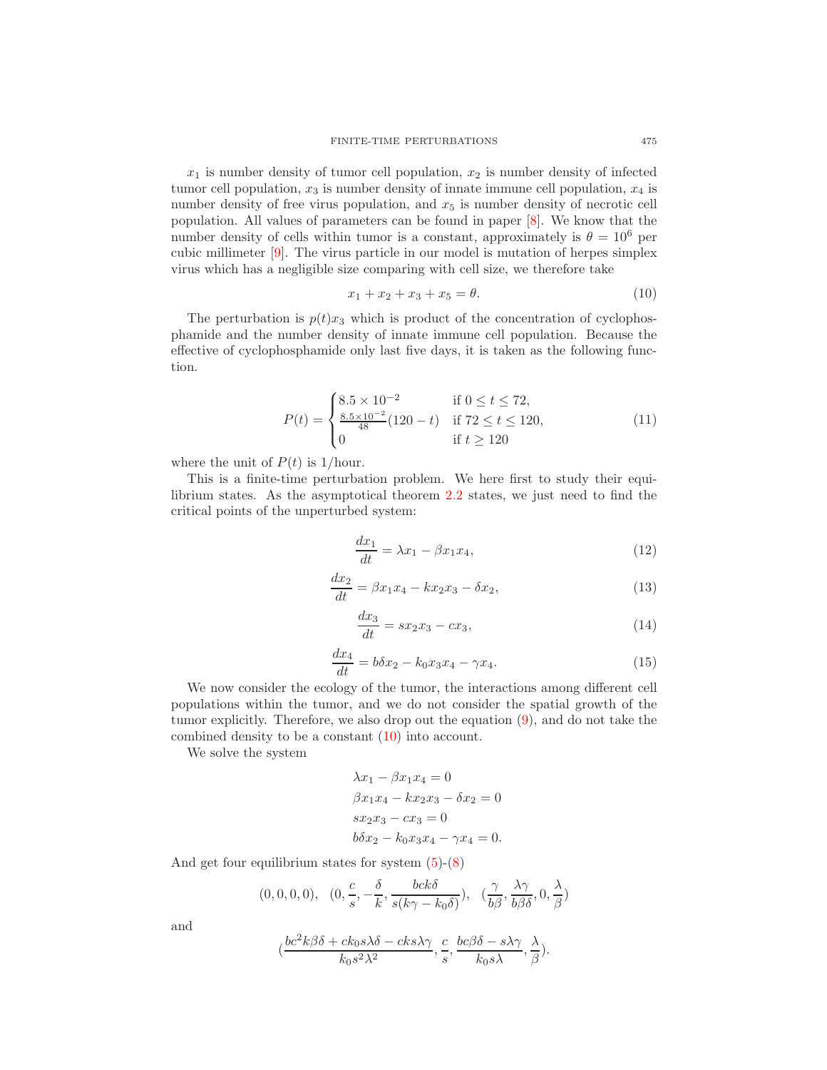$x_1$ is number density of tumor cell population, $x_2$ is number density of infected tumor cell population, $x_3$ is number density of innate immune cell population, $x_4$ is number density of free virus population, and $x_5$ is number density of necrotic cell population. All values of parameters can be found in paper [8]. We know that the number density of cells within tumor is a constant, approximately is $\theta = 10^6$ per cubic millimeter [9]. The virus particle in our model is mutation of herpes simplex virus which has a negligible size comparing with cell size, we therefore take

$$x_1 + x_2 + x_3 + x_5 = \theta. \tag{10}$$

The perturbation is $p(t)x_3$ which is product of the concentration of cyclophosphamide and the number density of innate immune cell population. Because the effective of cyclophosphamide only last five days, it is taken as the following function.

$$P(t) = \begin{cases} 8.5 \times 10^{-2} & \text{if } 0 \le t \le 72, \\ \frac{8.5\times 10^{-2}}{48}(120 - t) & \text{if } 72 \le t \le 120, \\ 0 & \text{if } t \ge 120 \end{cases} \tag{11}$$

where the unit of $P(t)$ is 1/hour.

This is a finite-time perturbation problem. We here first to study their equilibrium states. As the asymptotical theorem 2.2 states, we just need to find the critical points of the unperturbed system:

$$\frac{dx_1}{dt} = \lambda x_1 - \beta x_1 x_4, \tag{12}$$

$$\frac{dx_2}{dt} = \beta x_1 x_4 - k x_2 x_3 - \delta x_2, \tag{13}$$

$$\frac{dx_3}{dt} = s x_2 x_3 - c x_3, \tag{14}$$

$$\frac{dx_4}{dt} = b\delta x_2 - k_0 x_3 x_4 - \gamma x_4. \tag{15}$$

We now consider the ecology of the tumor, the interactions among different cell populations within the tumor, and we do not consider the spatial growth of the tumor explicitly. Therefore, we also drop out the equation (9), and do not take the combined density to be a constant (10) into account.

We solve the system

$$\begin{aligned} &\lambda x_1 - \beta x_1 x_4 = 0 \\ &\beta x_1 x_4 - k x_2 x_3 - \delta x_2 = 0 \\ &s x_2 x_3 - c x_3 = 0 \\ &b\delta x_2 - k_0 x_3 x_4 - \gamma x_4 = 0. \end{aligned}$$

And get four equilibrium states for system (5)-(8)

$$(0,0,0,0), \quad (0, \frac{c}{s}, -\frac{\delta}{k}, \frac{bck\delta}{s(k\gamma - k_0\delta)}), \quad (\frac{\gamma}{b\beta}, \frac{\lambda\gamma}{b\beta\delta}, 0, \frac{\lambda}{\beta})$$

and

$$(\frac{bc^2k\beta\delta + ck_0 s\lambda\delta - cks\lambda\gamma}{k_0 s^2\lambda^2}, \frac{c}{s}, \frac{bc\beta\delta - s\lambda\gamma}{k_0 s\lambda}, \frac{\lambda}{\beta}).$$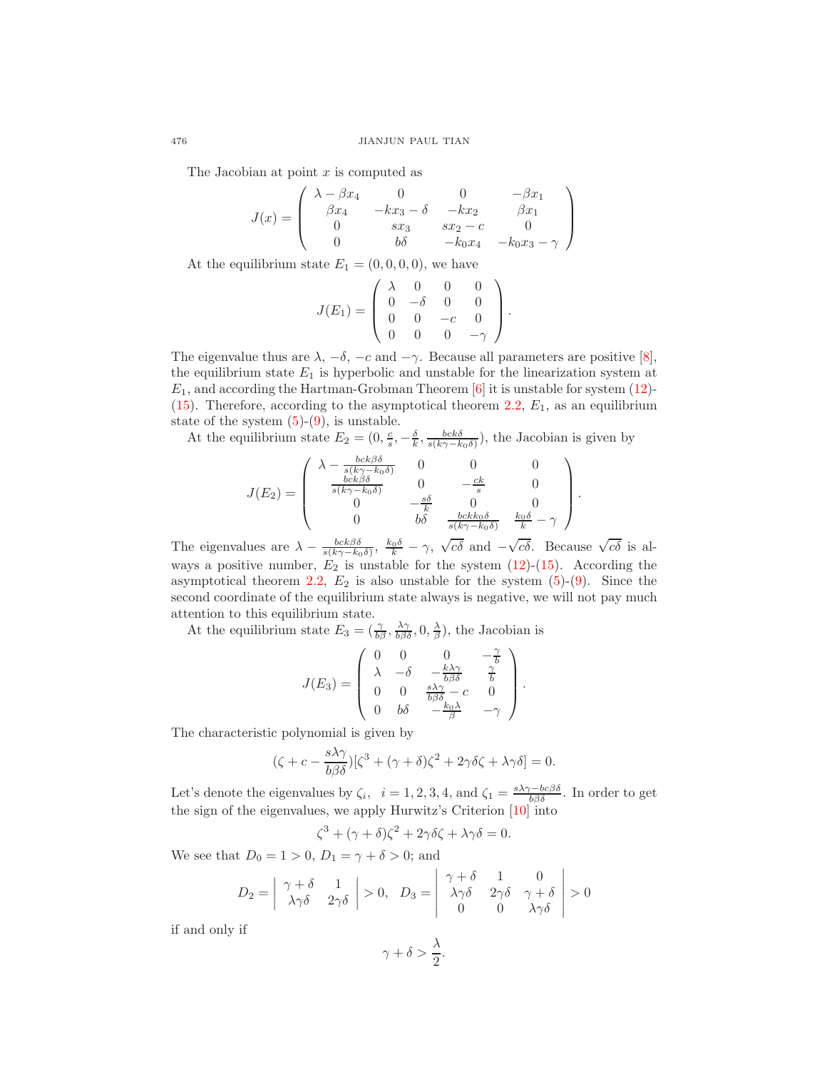The Jacobian at point $x$ is computed as

$$
J(x) = \begin{pmatrix} \lambda - \beta x_4 & 0 & 0 & -\beta x_1 \\ \beta x_4 & -kx_3 - \delta & -kx_2 & \beta x_1 \\ 0 & sx_3 & sx_2 - c & 0 \\ 0 & b\delta & -k_0 x_4 & -k_0 x_3 - \gamma \end{pmatrix}
$$

At the equilibrium state $E_1 = (0, 0, 0, 0)$, we have

$$
J(E_1) = \begin{pmatrix} \lambda & 0 & 0 & 0 \\ 0 & -\delta & 0 & 0 \\ 0 & 0 & -c & 0 \\ 0 & 0 & 0 & -\gamma \end{pmatrix}.
$$

The eigenvalue thus are $\lambda$, $-\delta$, $-c$ and $-\gamma$. Because all parameters are positive [8], the equilibrium state $E_1$ is hyperbolic and unstable for the linearization system at $E_1$, and according the Hartman-Grobman Theorem [6] it is unstable for system (12)-(15). Therefore, according to the asymptotical theorem 2.2, $E_1$, as an equilibrium state of the system (5)-(9), is unstable.

At the equilibrium state $E_2 = (0, \frac{c}{s}, -\frac{\delta}{k}, \frac{bck\delta}{s(k\gamma - k_0\delta)})$, the Jacobian is given by

$$
J(E_2) = \begin{pmatrix} \lambda - \frac{bck\beta\delta}{s(k\gamma - k_0\delta)} & 0 & 0 & 0 \\ \frac{bck\beta\delta}{s(k\gamma - k_0\delta)} & 0 & -\frac{ck}{s} & 0 \\ 0 & -\frac{s\delta}{k} & 0 & 0 \\ 0 & b\delta & \frac{bckk_0\delta}{s(k\gamma - k_0\delta)} & \frac{k_0\delta}{k} - \gamma \end{pmatrix}.
$$

The eigenvalues are $\lambda - \frac{bck\beta\delta}{s(k\gamma - k_0\delta)}$, $\frac{k_0\delta}{k} - \gamma$, $\sqrt{c\delta}$ and $-\sqrt{c\delta}$. Because $\sqrt{c\delta}$ is always a positive number, $E_2$ is unstable for the system (12)-(15). According the asymptotical theorem 2.2, $E_2$ is also unstable for the system (5)-(9). Since the second coordinate of the equilibrium state always is negative, we will not pay much attention to this equilibrium state.

At the equilibrium state $E_3 = (\frac{\gamma}{b\beta}, \frac{\lambda\gamma}{b\beta\delta}, 0, \frac{\lambda}{\beta})$, the Jacobian is

$$
J(E_3) = \begin{pmatrix} 0 & 0 & 0 & -\frac{\gamma}{b} \\ \lambda & -\delta & -\frac{k\lambda\gamma}{b\beta\delta} & \frac{\gamma}{b} \\ 0 & 0 & \frac{s\lambda\gamma}{b\beta\delta} - c & 0 \\ 0 & b\delta & -\frac{k_0\lambda}{\beta} & -\gamma \end{pmatrix}.
$$

The characteristic polynomial is given by

$$
(\zeta + c - \frac{s\lambda\gamma}{b\beta\delta})[\zeta^3 + (\gamma + \delta)\zeta^2 + 2\gamma\delta\zeta + \lambda\gamma\delta] = 0.
$$

Let's denote the eigenvalues by $\zeta_i$, $i = 1, 2, 3, 4$, and $\zeta_1 = \frac{s\lambda\gamma - bc\beta\delta}{b\beta\delta}$. In order to get the sign of the eigenvalues, we apply Hurwitz's Criterion [10] into

$$
\zeta^3 + (\gamma + \delta)\zeta^2 + 2\gamma\delta\zeta + \lambda\gamma\delta = 0.
$$

We see that $D_0 = 1 > 0$, $D_1 = \gamma + \delta > 0$; and

$$
D_2 = \begin{vmatrix} \gamma + \delta & 1 \\ \lambda\gamma\delta & 2\gamma\delta \end{vmatrix} > 0, \quad D_3 = \begin{vmatrix} \gamma + \delta & 1 & 0 \\ \lambda\gamma\delta & 2\gamma\delta & \gamma + \delta \\ 0 & 0 & \lambda\gamma\delta \end{vmatrix} > 0
$$

if and only if

$$
\gamma + \delta > \frac{\lambda}{2}.
$$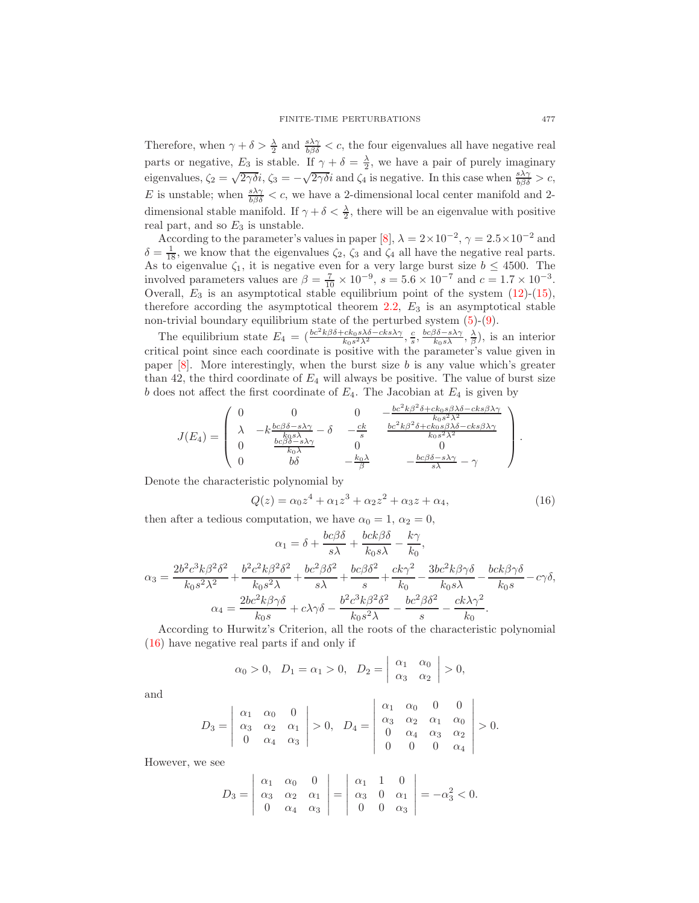Therefore, when $\gamma + \delta > \frac{\lambda}{2}$ and $\frac{s\lambda\gamma}{b\beta\delta} < c$, the four eigenvalues all have negative real parts or negative, $E_3$ is stable. If $\gamma + \delta = \frac{\lambda}{2}$, we have a pair of purely imaginary eigenvalues, $\zeta_2 = \sqrt{2\gamma\delta}i$, $\zeta_3 = -\sqrt{2\gamma\delta}i$ and $\zeta_4$ is negative. In this case when $\frac{s\lambda\gamma}{b\beta\delta} > c$, $E$ is unstable; when $\frac{s\lambda\gamma}{b\beta\delta} < c$, we have a 2-dimensional local center manifold and 2-dimensional stable manifold. If $\gamma + \delta < \frac{\lambda}{2}$, there will be an eigenvalue with positive real part, and so $E_3$ is unstable.

According to the parameter's values in paper [8], $\lambda = 2\times10^{-2}$, $\gamma = 2.5\times10^{-2}$ and $\delta = \frac{1}{18}$, we know that the eigenvalues $\zeta_2$, $\zeta_3$ and $\zeta_4$ all have the negative real parts. As to eigenvalue $\zeta_1$, it is negative even for a very large burst size $b \leq 4500$. The involved parameters values are $\beta = \frac{7}{10}\times 10^{-9}$, $s = 5.6\times 10^{-7}$ and $c = 1.7\times 10^{-3}$. Overall, $E_3$ is an asymptotical stable equilibrium point of the system (12)-(15), therefore according the asymptotical theorem 2.2, $E_3$ is an asymptotical stable non-trivial boundary equilibrium state of the perturbed system (5)-(9).

The equilibrium state $E_4 = (\frac{bc^2k\beta\delta + ck_0s\lambda\delta - cks\lambda\gamma}{k_0s^2\lambda^2}, \frac{c}{s}, \frac{bc\beta\delta - s\lambda\gamma}{k_0s\lambda}, \frac{\lambda}{\beta})$, is an interior critical point since each coordinate is positive with the parameter's value given in paper [8]. More interestingly, when the burst size $b$ is any value which's greater than 42, the third coordinate of $E_4$ will always be positive. The value of burst size $b$ does not affect the first coordinate of $E_4$. The Jacobian at $E_4$ is given by

$$J(E_4) = \begin{pmatrix} 0 & 0 & 0 & -\frac{bc^2k\beta^2\delta + ck_0s\beta\lambda\delta - cks\beta\lambda\gamma}{k_0s^2\lambda^2} \\ \lambda & -k\frac{bc\beta\delta - s\lambda\gamma}{k_0s\lambda} - \delta & -\frac{ck}{s} & \frac{bc^2k\beta^2\delta + ck_0s\beta\lambda\delta - cks\beta\lambda\gamma}{k_0s^2\lambda^2} \\ 0 & \frac{bc\beta\delta - s\lambda\gamma}{k_0\lambda} & 0 & 0 \\ 0 & b\delta & -\frac{k_0\lambda}{\beta} & -\frac{bc\beta\delta - s\lambda\gamma}{s\lambda} - \gamma \end{pmatrix}.$$

Denote the characteristic polynomial by

$$Q(z) = \alpha_0 z^4 + \alpha_1 z^3 + \alpha_2 z^2 + \alpha_3 z + \alpha_4, \tag{16}$$

then after a tedious computation, we have $\alpha_0 = 1$, $\alpha_2 = 0$,

$$\alpha_1 = \delta + \frac{bc\beta\delta}{s\lambda} + \frac{bck\beta\delta}{k_0s\lambda} - \frac{k\gamma}{k_0},$$

$$\alpha_3 = \frac{2b^2c^3k\beta^2\delta^2}{k_0s^2\lambda^2} + \frac{b^2c^2k\beta^2\delta^2}{k_0s^2\lambda} + \frac{bc^2\beta\delta^2}{s\lambda} + \frac{bc\beta\delta^2}{s} + \frac{ck\gamma^2}{k_0} - \frac{3bc^2k\beta\gamma\delta}{k_0s\lambda} - \frac{bck\beta\gamma\delta}{k_0s} - c\gamma\delta,$$

$$\alpha_4 = \frac{2bc^2k\beta\gamma\delta}{k_0s} + c\lambda\gamma\delta - \frac{b^2c^3k\beta^2\delta^2}{k_0s^2\lambda} - \frac{bc^2\beta\delta^2}{s} - \frac{ck\lambda\gamma^2}{k_0}.$$

According to Hurwitz's Criterion, all the roots of the characteristic polynomial (16) have negative real parts if and only if

$$\alpha_0 > 0, \quad D_1 = \alpha_1 > 0, \quad D_2 = \begin{vmatrix} \alpha_1 & \alpha_0 \\ \alpha_3 & \alpha_2 \end{vmatrix} > 0,$$

and

$$D_3 = \begin{vmatrix} \alpha_1 & \alpha_0 & 0 \\ \alpha_3 & \alpha_2 & \alpha_1 \\ 0 & \alpha_4 & \alpha_3 \end{vmatrix} > 0, \quad D_4 = \begin{vmatrix} \alpha_1 & \alpha_0 & 0 & 0 \\ \alpha_3 & \alpha_2 & \alpha_1 & \alpha_0 \\ 0 & \alpha_4 & \alpha_3 & \alpha_2 \\ 0 & 0 & 0 & \alpha_4 \end{vmatrix} > 0.$$

However, we see

$$D_3 = \begin{vmatrix} \alpha_1 & \alpha_0 & 0 \\ \alpha_3 & \alpha_2 & \alpha_1 \\ 0 & \alpha_4 & \alpha_3 \end{vmatrix} = \begin{vmatrix} \alpha_1 & 1 & 0 \\ \alpha_3 & 0 & \alpha_1 \\ 0 & 0 & \alpha_3 \end{vmatrix} = -\alpha_3^2 < 0.$$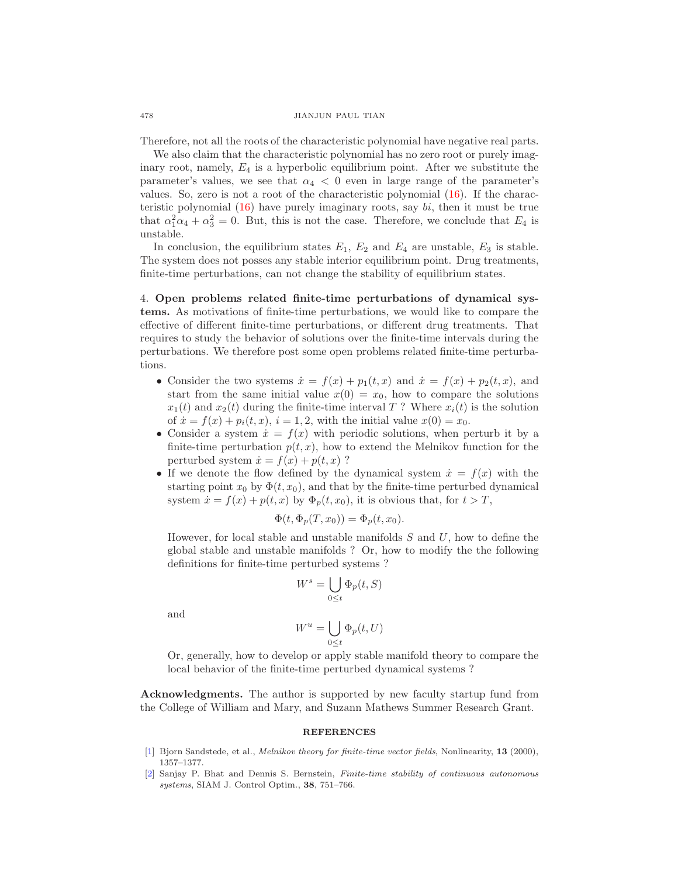Therefore, not all the roots of the characteristic polynomial have negative real parts.

We also claim that the characteristic polynomial has no zero root or purely imaginary root, namely, $E_4$ is a hyperbolic equilibrium point. After we substitute the parameter's values, we see that $\alpha_4 < 0$ even in large range of the parameter's values. So, zero is not a root of the characteristic polynomial (16). If the characteristic polynomial (16) have purely imaginary roots, say $bi$, then it must be true that $\alpha_1^2\alpha_4 + \alpha_3^2 = 0$. But, this is not the case. Therefore, we conclude that $E_4$ is unstable.

In conclusion, the equilibrium states $E_1$, $E_2$ and $E_4$ are unstable, $E_3$ is stable. The system does not posses any stable interior equilibrium point. Drug treatments, finite-time perturbations, can not change the stability of equilibrium states.

## 4. Open problems related finite-time perturbations of dynamical systems.

As motivations of finite-time perturbations, we would like to compare the effective of different finite-time perturbations, or different drug treatments. That requires to study the behavior of solutions over the finite-time intervals during the perturbations. We therefore post some open problems related finite-time perturbations.

- Consider the two systems $\dot{x} = f(x) + p_1(t, x)$ and $\dot{x} = f(x) + p_2(t, x)$, and start from the same initial value $x(0) = x_0$, how to compare the solutions $x_1(t)$ and $x_2(t)$ during the finite-time interval $T$ ? Where $x_i(t)$ is the solution of $\dot{x} = f(x) + p_i(t, x)$, $i = 1, 2$, with the initial value $x(0) = x_0$.
- Consider a system $\dot{x} = f(x)$ with periodic solutions, when perturb it by a finite-time perturbation $p(t, x)$, how to extend the Melnikov function for the perturbed system $\dot{x} = f(x) + p(t, x)$ ?
- If we denote the flow defined by the dynamical system $\dot{x} = f(x)$ with the starting point $x_0$ by $\Phi(t, x_0)$, and that by the finite-time perturbed dynamical system $\dot{x} = f(x) + p(t, x)$ by $\Phi_p(t, x_0)$, it is obvious that, for $t > T$,

  $$\Phi(t, \Phi_p(T, x_0)) = \Phi_p(t, x_0).$$

  However, for local stable and unstable manifolds $S$ and $U$, how to define the global stable and unstable manifolds ? Or, how to modify the the following definitions for finite-time perturbed systems ?

  $$W^s = \bigcup_{0 \le t} \Phi_p(t, S)$$

  and

  $$W^u = \bigcup_{0 \le t} \Phi_p(t, U)$$

  Or, generally, how to develop or apply stable manifold theory to compare the local behavior of the finite-time perturbed dynamical systems ?

**Acknowledgments.** The author is supported by new faculty startup fund from the College of William and Mary, and Suzann Mathews Summer Research Grant.

### REFERENCES

[1] Bjorn Sandstede, et al., *Melnikov theory for finite-time vector fields*, Nonlinearity, **13** (2000), 1357–1377.

[2] Sanjay P. Bhat and Dennis S. Bernstein, *Finite-time stability of continuous autonomous systems*, SIAM J. Control Optim., **38**, 751–766.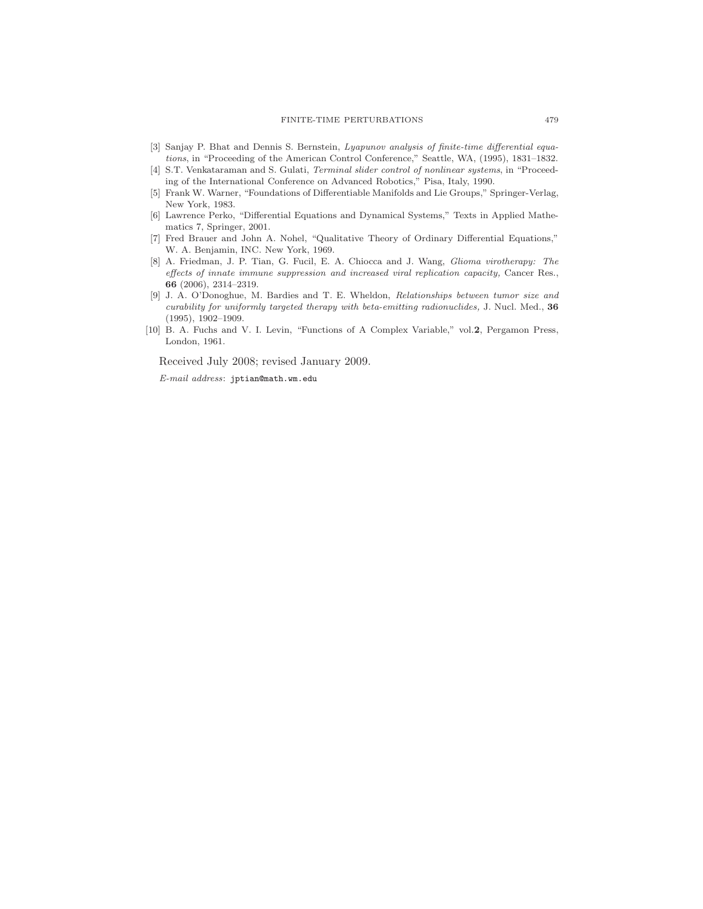[3] Sanjay P. Bhat and Dennis S. Bernstein, *Lyapunov analysis of finite-time differential equations*, in "Proceeding of the American Control Conference," Seattle, WA, (1995), 1831–1832.

[4] S.T. Venkataraman and S. Gulati, *Terminal slider control of nonlinear systems*, in "Proceeding of the International Conference on Advanced Robotics," Pisa, Italy, 1990.

[5] Frank W. Warner, "Foundations of Differentiable Manifolds and Lie Groups," Springer-Verlag, New York, 1983.

[6] Lawrence Perko, "Differential Equations and Dynamical Systems," Texts in Applied Mathematics 7, Springer, 2001.

[7] Fred Brauer and John A. Nohel, "Qualitative Theory of Ordinary Differential Equations," W. A. Benjamin, INC. New York, 1969.

[8] A. Friedman, J. P. Tian, G. Fucil, E. A. Chiocca and J. Wang, *Glioma virotherapy: The effects of innate immune suppression and increased viral replication capacity,* Cancer Res., **66** (2006), 2314–2319.

[9] J. A. O'Donoghue, M. Bardies and T. E. Wheldon, *Relationships between tumor size and curability for uniformly targeted therapy with beta-emitting radionuclides,* J. Nucl. Med., **36** (1995), 1902–1909.

[10] B. A. Fuchs and V. I. Levin, "Functions of A Complex Variable," vol.**2**, Pergamon Press, London, 1961.

Received July 2008; revised January 2009.

*E-mail address*: jptian@math.wm.edu